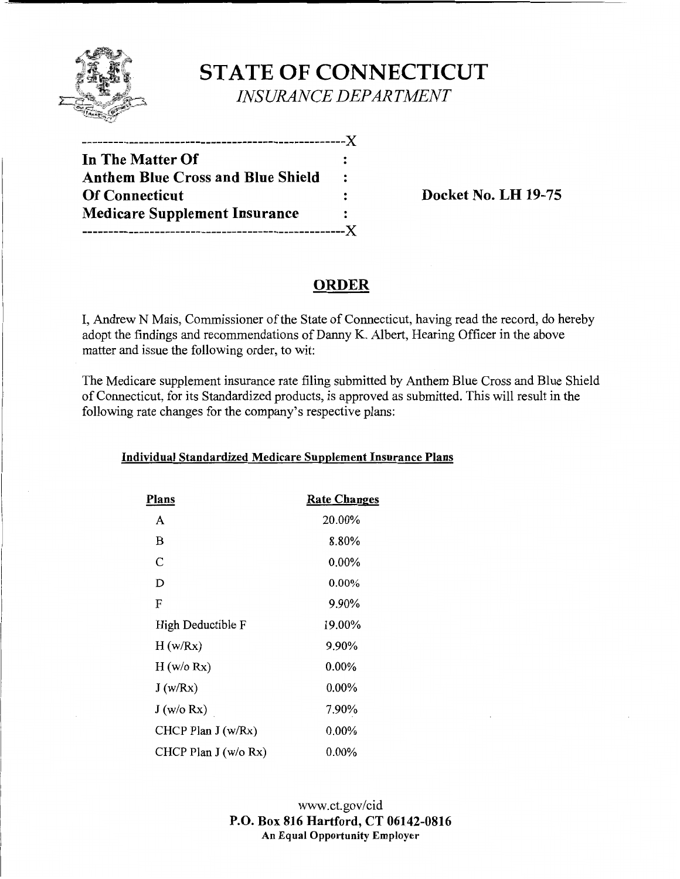# STATE OF CONNECTICUT

*INSURANCE DEPARTMENT*

| | | |
|---|---|---|
| **In The Matter Of** | : | |
| **Anthem Blue Cross and Blue Shield** | : | |
| **Of Connecticut** | : | **Docket No. LH 19-75** |
| **Medicare Supplement Insurance** | : | |

## ORDER

I, Andrew N Mais, Commissioner of the State of Connecticut, having read the record, do hereby adopt the findings and recommendations of Danny K. Albert, Hearing Officer in the above matter and issue the following order, to wit:

The Medicare supplement insurance rate filing submitted by Anthem Blue Cross and Blue Shield of Connecticut, for its Standardized products, is approved as submitted. This will result in the following rate changes for the company's respective plans:

**Individual Standardized Medicare Supplement Insurance Plans**

| Plans | Rate Changes |
|---|---|
| A | 20.00% |
| B | 8.80% |
| C | 0.00% |
| D | 0.00% |
| F | 9.90% |
| High Deductible F | 19.00% |
| H (w/Rx) | 9.90% |
| H (w/o Rx) | 0.00% |
| J (w/Rx) | 0.00% |
| J (w/o Rx) | 7.90% |
| CHCP Plan J (w/Rx) | 0.00% |
| CHCP Plan J (w/o Rx) | 0.00% |

www.ct.gov/cid
**P.O. Box 816 Hartford, CT 06142-0816**
**An Equal Opportunity Employer**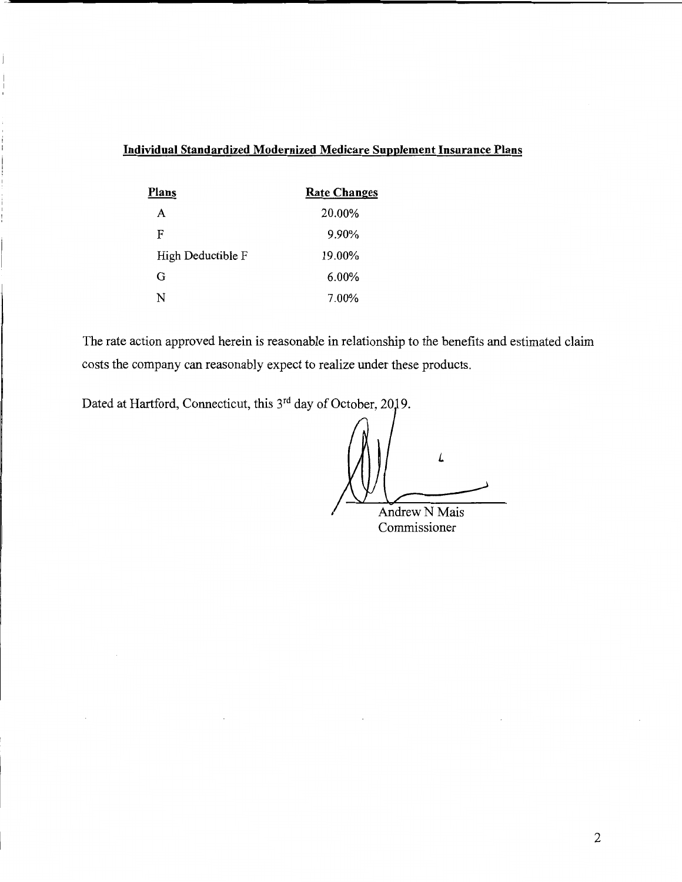**Individual Standardized Modernized Medicare Supplement Insurance Plans**

| Plans | Rate Changes |
| --- | --- |
| A | 20.00% |
| F | 9.90% |
| High Deductible F | 19.00% |
| G | 6.00% |
| N | 7.00% |

The rate action approved herein is reasonable in relationship to the benefits and estimated claim costs the company can reasonably expect to realize under these products.

Dated at Hartford, Connecticut, this 3rd day of October, 2019.

Andrew N Mais
Commissioner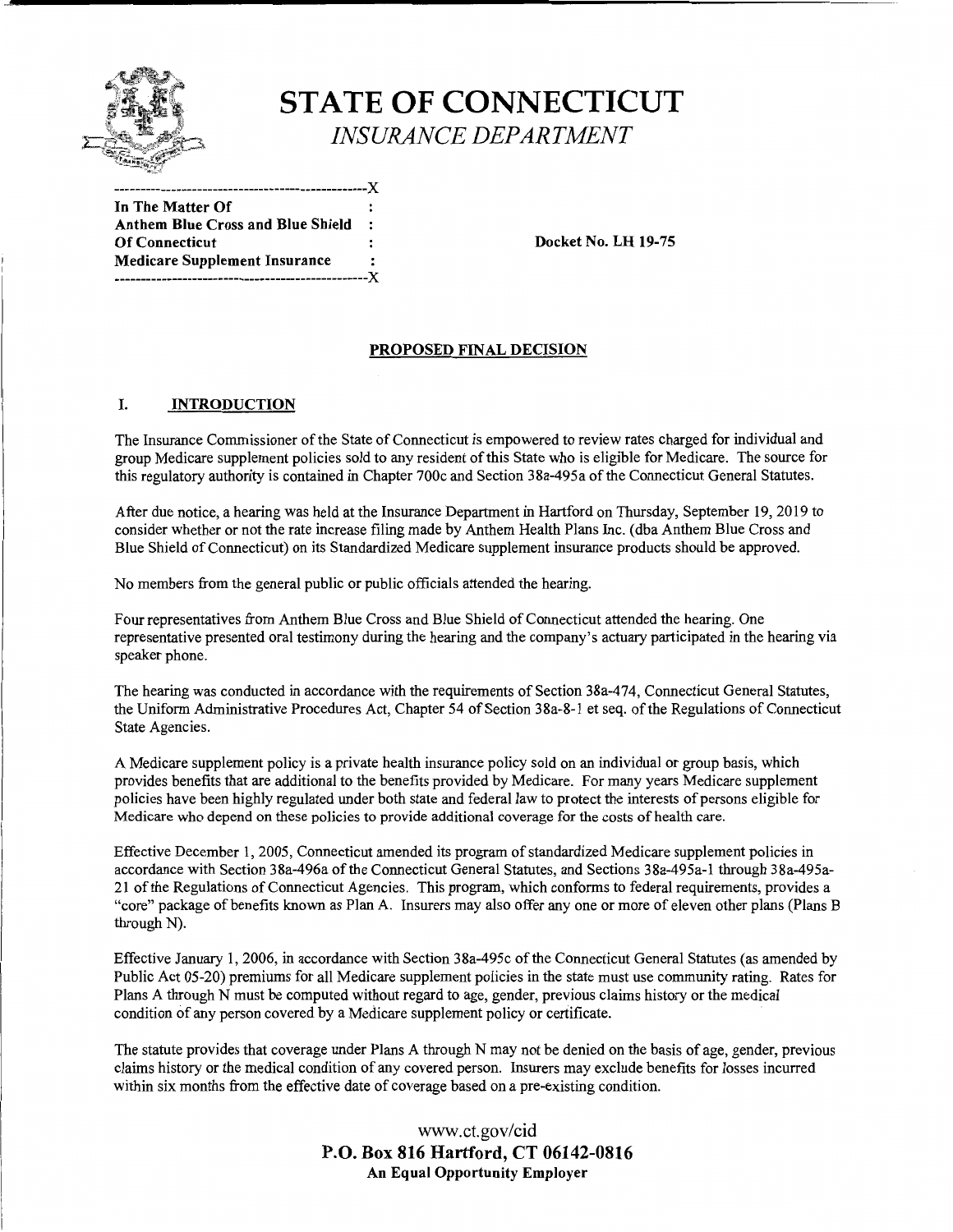# STATE OF CONNECTICUT

*INSURANCE DEPARTMENT*

```
------------------------------------------------X
In The Matter Of                                :
Anthem Blue Cross and Blue Shield               :
Of Connecticut                                  :
Medicare Supplement Insurance                   :
------------------------------------------------X
```

**Docket No. LH 19-75**

## PROPOSED FINAL DECISION

### I. INTRODUCTION

The Insurance Commissioner of the State of Connecticut is empowered to review rates charged for individual and group Medicare supplement policies sold to any resident of this State who is eligible for Medicare. The source for this regulatory authority is contained in Chapter 700c and Section 38a-495a of the Connecticut General Statutes.

After due notice, a hearing was held at the Insurance Department in Hartford on Thursday, September 19, 2019 to consider whether or not the rate increase filing made by Anthem Health Plans Inc. (dba Anthem Blue Cross and Blue Shield of Connecticut) on its Standardized Medicare supplement insurance products should be approved.

No members from the general public or public officials attended the hearing.

Four representatives from Anthem Blue Cross and Blue Shield of Connecticut attended the hearing. One representative presented oral testimony during the hearing and the company's actuary participated in the hearing via speaker phone.

The hearing was conducted in accordance with the requirements of Section 38a-474, Connecticut General Statutes, the Uniform Administrative Procedures Act, Chapter 54 of Section 38a-8-1 et seq. of the Regulations of Connecticut State Agencies.

A Medicare supplement policy is a private health insurance policy sold on an individual or group basis, which provides benefits that are additional to the benefits provided by Medicare. For many years Medicare supplement policies have been highly regulated under both state and federal law to protect the interests of persons eligible for Medicare who depend on these policies to provide additional coverage for the costs of health care.

Effective December 1, 2005, Connecticut amended its program of standardized Medicare supplement policies in accordance with Section 38a-496a of the Connecticut General Statutes, and Sections 38a-495a-1 through 38a-495a-21 of the Regulations of Connecticut Agencies. This program, which conforms to federal requirements, provides a "core" package of benefits known as Plan A. Insurers may also offer any one or more of eleven other plans (Plans B through N).

Effective January 1, 2006, in accordance with Section 38a-495c of the Connecticut General Statutes (as amended by Public Act 05-20) premiums for all Medicare supplement policies in the state must use community rating. Rates for Plans A through N must be computed without regard to age, gender, previous claims history or the medical condition of any person covered by a Medicare supplement policy or certificate.

The statute provides that coverage under Plans A through N may not be denied on the basis of age, gender, previous claims history or the medical condition of any covered person. Insurers may exclude benefits for losses incurred within six months from the effective date of coverage based on a pre-existing condition.

www.ct.gov/cid
**P.O. Box 816 Hartford, CT 06142-0816**
**An Equal Opportunity Employer**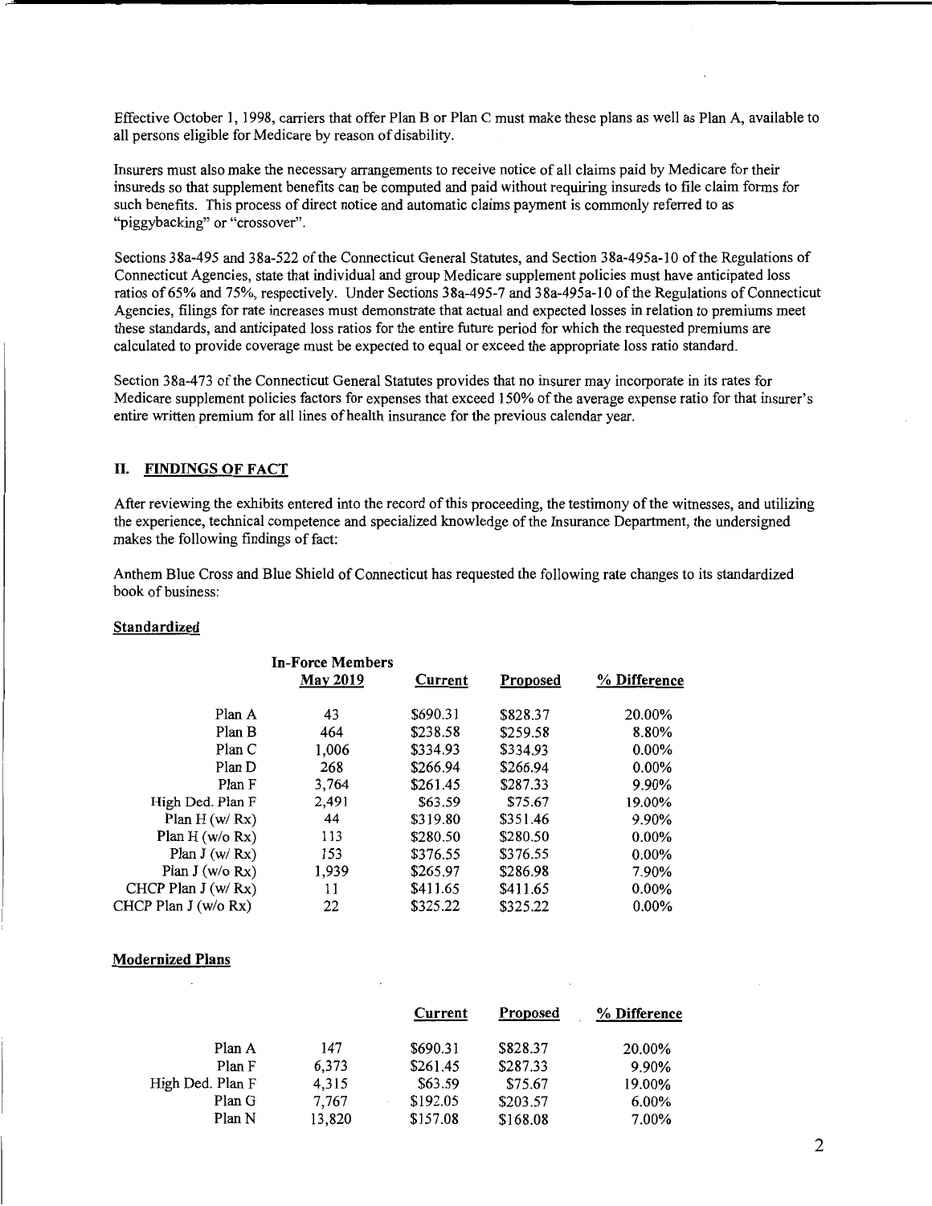Effective October 1, 1998, carriers that offer Plan B or Plan C must make these plans as well as Plan A, available to all persons eligible for Medicare by reason of disability.

Insurers must also make the necessary arrangements to receive notice of all claims paid by Medicare for their insureds so that supplement benefits can be computed and paid without requiring insureds to file claim forms for such benefits. This process of direct notice and automatic claims payment is commonly referred to as "piggybacking" or "crossover".

Sections 38a-495 and 38a-522 of the Connecticut General Statutes, and Section 38a-495a-10 of the Regulations of Connecticut Agencies, state that individual and group Medicare supplement policies must have anticipated loss ratios of 65% and 75%, respectively. Under Sections 38a-495-7 and 38a-495a-10 of the Regulations of Connecticut Agencies, filings for rate increases must demonstrate that actual and expected losses in relation to premiums meet these standards, and anticipated loss ratios for the entire future period for which the requested premiums are calculated to provide coverage must be expected to equal or exceed the appropriate loss ratio standard.

Section 38a-473 of the Connecticut General Statutes provides that no insurer may incorporate in its rates for Medicare supplement policies factors for expenses that exceed 150% of the average expense ratio for that insurer's entire written premium for all lines of health insurance for the previous calendar year.

## II. FINDINGS OF FACT

After reviewing the exhibits entered into the record of this proceeding, the testimony of the witnesses, and utilizing the experience, technical competence and specialized knowledge of the Insurance Department, the undersigned makes the following findings of fact:

Anthem Blue Cross and Blue Shield of Connecticut has requested the following rate changes to its standardized book of business:

**Standardized**

| | In-Force Members May 2019 | Current | Proposed | % Difference |
|---|---|---|---|---|
| Plan A | 43 | $690.31 | $828.37 | 20.00% |
| Plan B | 464 | $238.58 | $259.58 | 8.80% |
| Plan C | 1,006 | $334.93 | $334.93 | 0.00% |
| Plan D | 268 | $266.94 | $266.94 | 0.00% |
| Plan F | 3,764 | $261.45 | $287.33 | 9.90% |
| High Ded. Plan F | 2,491 | $63.59 | $75.67 | 19.00% |
| Plan H (w/ Rx) | 44 | $319.80 | $351.46 | 9.90% |
| Plan H (w/o Rx) | 113 | $280.50 | $280.50 | 0.00% |
| Plan J (w/ Rx) | 153 | $376.55 | $376.55 | 0.00% |
| Plan J (w/o Rx) | 1,939 | $265.97 | $286.98 | 7.90% |
| CHCP Plan J (w/ Rx) | 11 | $411.65 | $411.65 | 0.00% |
| CHCP Plan J (w/o Rx) | 22 | $325.22 | $325.22 | 0.00% |

**Modernized Plans**

| | | Current | Proposed | % Difference |
|---|---|---|---|---|
| Plan A | 147 | $690.31 | $828.37 | 20.00% |
| Plan F | 6,373 | $261.45 | $287.33 | 9.90% |
| High Ded. Plan F | 4,315 | $63.59 | $75.67 | 19.00% |
| Plan G | 7,767 | $192.05 | $203.57 | 6.00% |
| Plan N | 13,820 | $157.08 | $168.08 | 7.00% |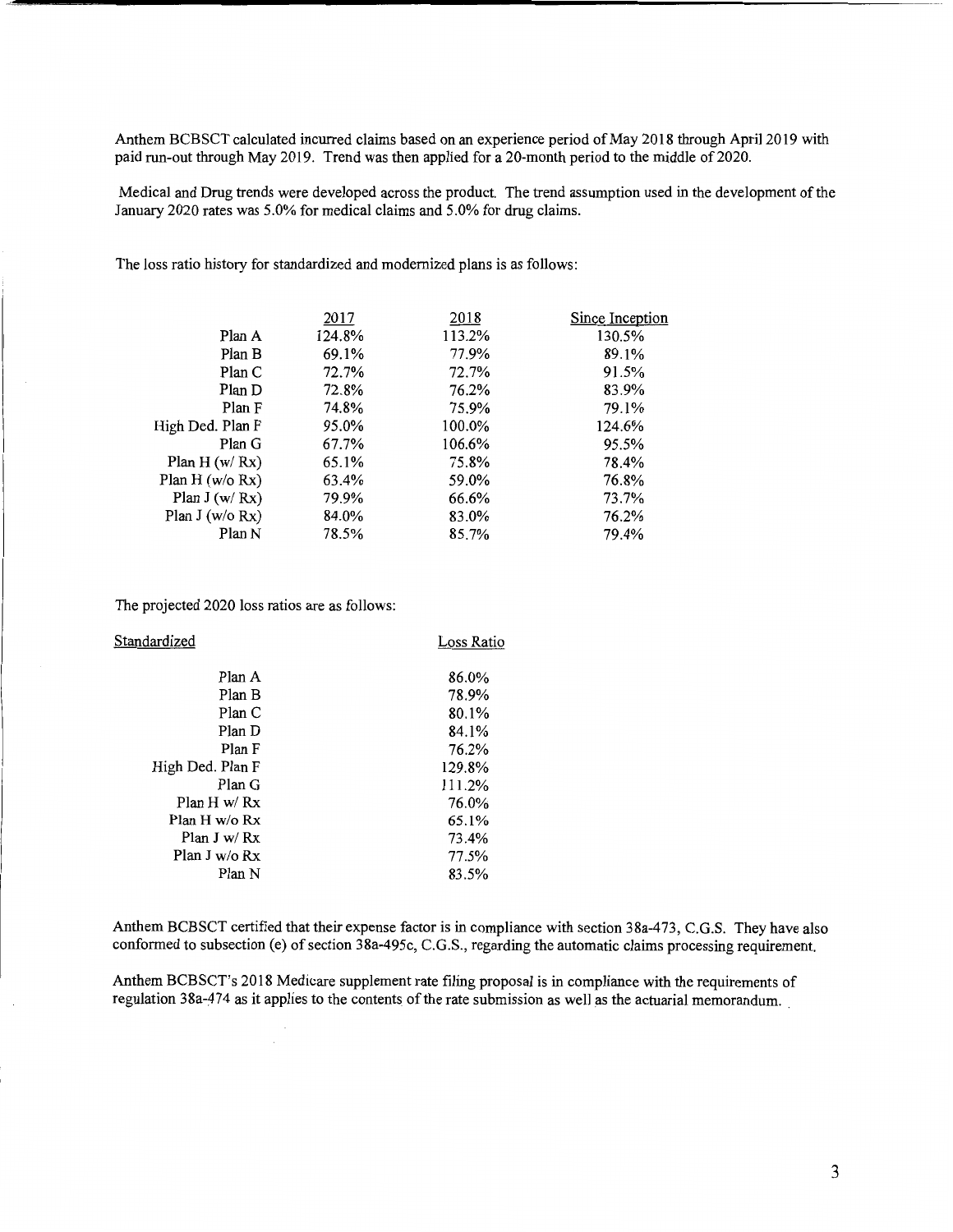Anthem BCBSCT calculated incurred claims based on an experience period of May 2018 through April 2019 with paid run-out through May 2019. Trend was then applied for a 20-month period to the middle of 2020.

Medical and Drug trends were developed across the product. The trend assumption used in the development of the January 2020 rates was 5.0% for medical claims and 5.0% for drug claims.

The loss ratio history for standardized and modernized plans is as follows:

| | 2017 | 2018 | Since Inception |
|---|---|---|---|
| Plan A | 124.8% | 113.2% | 130.5% |
| Plan B | 69.1% | 77.9% | 89.1% |
| Plan C | 72.7% | 72.7% | 91.5% |
| Plan D | 72.8% | 76.2% | 83.9% |
| Plan F | 74.8% | 75.9% | 79.1% |
| High Ded. Plan F | 95.0% | 100.0% | 124.6% |
| Plan G | 67.7% | 106.6% | 95.5% |
| Plan H (w/ Rx) | 65.1% | 75.8% | 78.4% |
| Plan H (w/o Rx) | 63.4% | 59.0% | 76.8% |
| Plan J (w/ Rx) | 79.9% | 66.6% | 73.7% |
| Plan J (w/o Rx) | 84.0% | 83.0% | 76.2% |
| Plan N | 78.5% | 85.7% | 79.4% |

The projected 2020 loss ratios are as follows:

| Standardized | Loss Ratio |
|---|---|
| Plan A | 86.0% |
| Plan B | 78.9% |
| Plan C | 80.1% |
| Plan D | 84.1% |
| Plan F | 76.2% |
| High Ded. Plan F | 129.8% |
| Plan G | 111.2% |
| Plan H w/ Rx | 76.0% |
| Plan H w/o Rx | 65.1% |
| Plan J w/ Rx | 73.4% |
| Plan J w/o Rx | 77.5% |
| Plan N | 83.5% |

Anthem BCBSCT certified that their expense factor is in compliance with section 38a-473, C.G.S. They have also conformed to subsection (e) of section 38a-495c, C.G.S., regarding the automatic claims processing requirement.

Anthem BCBSCT's 2018 Medicare supplement rate filing proposal is in compliance with the requirements of regulation 38a-474 as it applies to the contents of the rate submission as well as the actuarial memorandum.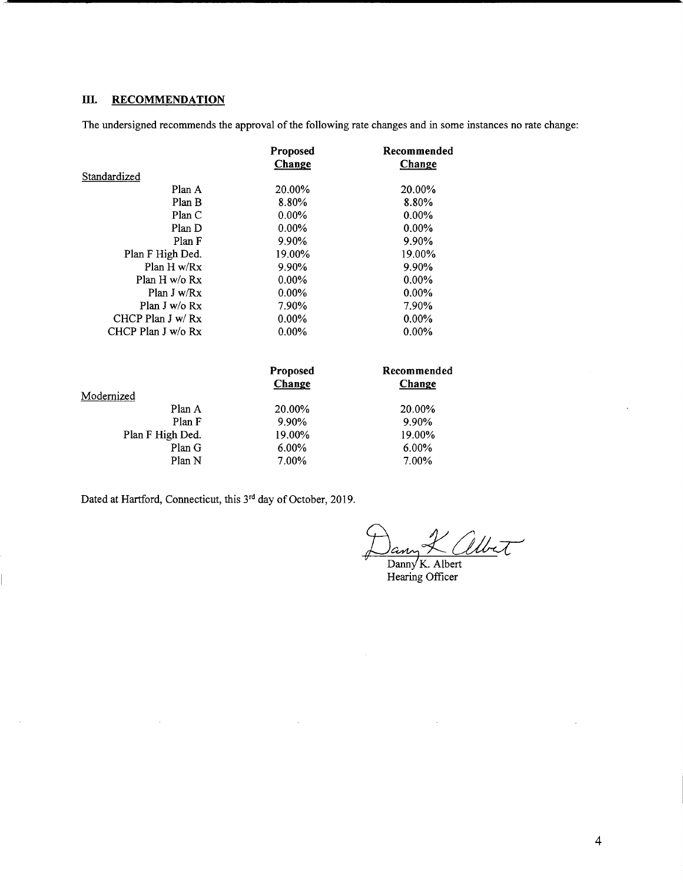## III. RECOMMENDATION

The undersigned recommends the approval of the following rate changes and in some instances no rate change:

| Standardized | Proposed Change | Recommended Change |
|---|---|---|
| Plan A | 20.00% | 20.00% |
| Plan B | 8.80% | 8.80% |
| Plan C | 0.00% | 0.00% |
| Plan D | 0.00% | 0.00% |
| Plan F | 9.90% | 9.90% |
| Plan F High Ded. | 19.00% | 19.00% |
| Plan H w/Rx | 9.90% | 9.90% |
| Plan H w/o Rx | 0.00% | 0.00% |
| Plan J w/Rx | 0.00% | 0.00% |
| Plan J w/o Rx | 7.90% | 7.90% |
| CHCP Plan J w/ Rx | 0.00% | 0.00% |
| CHCP Plan J w/o Rx | 0.00% | 0.00% |

| Modernized | Proposed Change | Recommended Change |
|---|---|---|
| Plan A | 20.00% | 20.00% |
| Plan F | 9.90% | 9.90% |
| Plan F High Ded. | 19.00% | 19.00% |
| Plan G | 6.00% | 6.00% |
| Plan N | 7.00% | 7.00% |

Dated at Hartford, Connecticut, this 3rd day of October, 2019.

Danny K. Albert
Hearing Officer